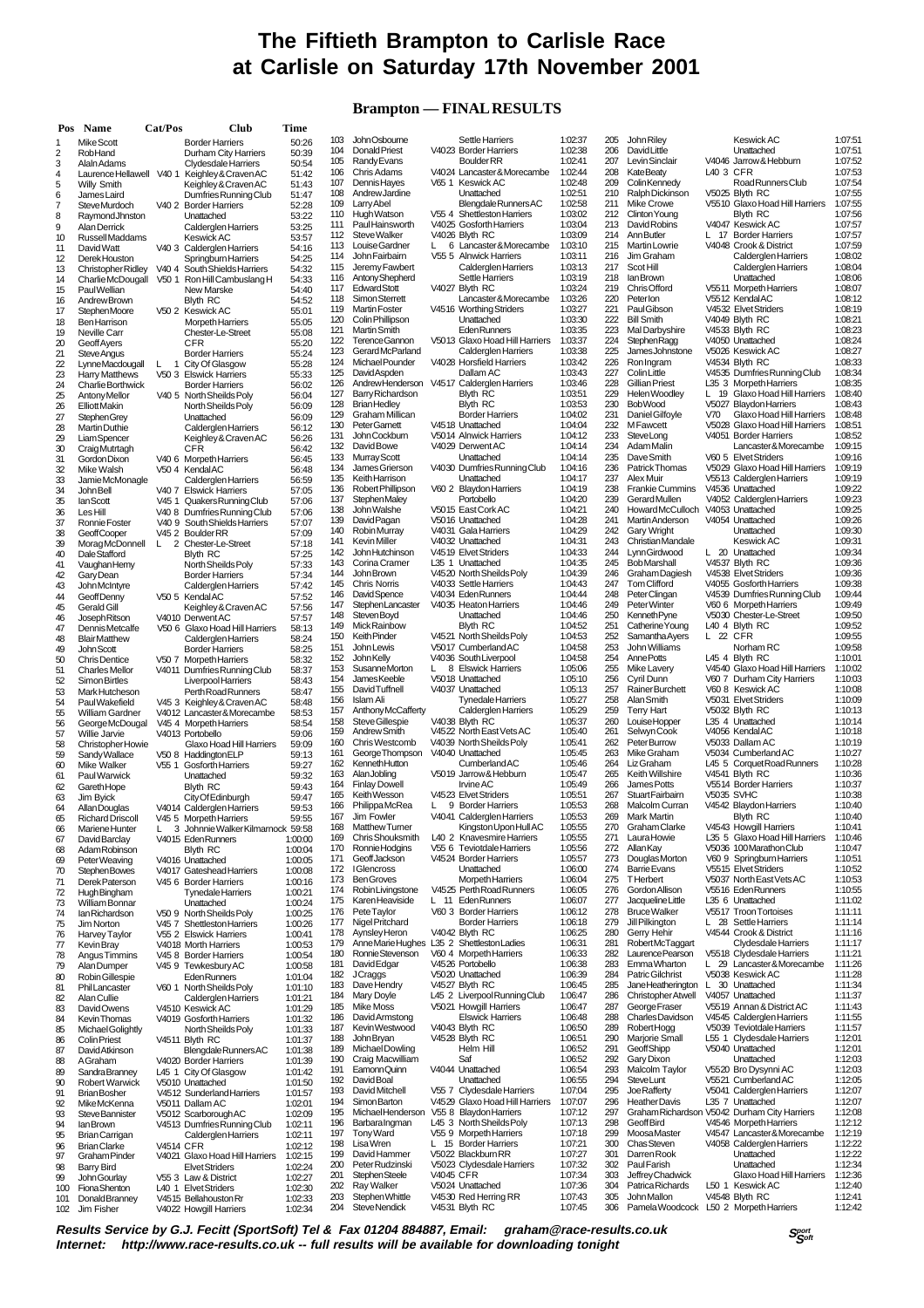# The Fiftieth Brampton to Carlisle Race at Carlisle on Saturday 17th November 2001

## Brampton — FINAL RESULTS

| Pos | Name | Cat/Pos | Club | Time |
|---|---|---|---|---|
| 1 | Mike Scott | | Border Harriers | 50:26 |
| 2 | Rob Hand | | Durham City Harriers | 50:39 |
| 3 | Alaln Adams | | Clydesdale Harriers | 50:54 |
| 4 | Laurence Hellawell | V40 1 | Keighley & Craven AC | 51:42 |
| 5 | Willy Smith | | Keighley & Craven AC | 51:43 |
| 6 | James Laird | | Dumfries Running Club | 51:47 |
| 7 | Steve Murdoch | V40 2 | Border Harriers | 52:28 |
| 8 | Raymond Jhnston | | Unattached | 53:22 |
| 9 | Alan Derrick | | Calderglen Harriers | 53:25 |
| 10 | Russell Maddams | | Keswick AC | 53:57 |
| 11 | David Watt | V40 3 | Calderglen Harriers | 54:16 |
| 12 | Derek Houston | | Springburn Harriers | 54:25 |
| 13 | Christopher Ridley | V40 4 | South Shields Harriers | 54:32 |
| 14 | Charlie McDougall | V50 1 | Ron Hill Cambuslang H | 54:33 |
| 15 | Paul Wellian | | New Marske | 54:40 |
| 16 | Andrew Brown | | Blyth RC | 54:52 |
| 17 | Stephen Moore | V50 2 | Keswick AC | 55:01 |
| 18 | Ben Harrison | | Morpeth Harriers | 55:05 |
| 19 | Neville Carr | | Chester-Le-Street | 55:08 |
| 20 | Geoff Ayers | | CFR | 55:20 |
| 21 | Steve Angus | | Border Harriers | 55:24 |
| 22 | Lynne Macdougall | L 1 | City Of Glasgow | 55:28 |
| 23 | Harry Matthews | V50 3 | Elswick Harriers | 55:33 |
| 24 | Charlie Borthwick | | Border Harriers | 56:02 |
| 25 | Antony Mellor | V40 5 | North Shields Poly | 56:04 |
| 26 | Elliott Makin | | North Shields Poly | 56:09 |
| 27 | Stephen Grey | | Unattached | 56:09 |
| 28 | Martin Duthie | | Calderglen Harriers | 56:12 |
| 29 | Liam Spencer | | Keighley & Craven AC | 56:26 |
| 30 | Craig Mutrtagh | | CFR | 56:42 |
| 31 | Gordon Dixon | V40 6 | Morpeth Harriers | 56:45 |
| 32 | Mike Walsh | V50 4 | Kendal AC | 56:48 |
| 33 | Jamie McMonagle | | Calderglen Harriers | 56:59 |
| 34 | John Bell | V40 7 | Elswick Harriers | 57:05 |
| 35 | Ian Scott | V45 1 | Quakers Running Club | 57:06 |
| 36 | Les Hill | V40 8 | Dumfries Running Club | 57:06 |
| 37 | Ronnie Foster | V40 9 | South Shields Harriers | 57:07 |
| 38 | Geoff Cooper | V45 2 | Boulder RR | 57:09 |
| 39 | Morag McDonnell | L 2 | Chester-Le-Street | 57:18 |
| 40 | Dale Stafford | | Blyth RC | 57:25 |
| 41 | Vaughan Hemy | | North Shields Poly | 57:33 |
| 42 | Gary Dean | | Border Harriers | 57:34 |
| 43 | John McIntyre | | Calderglen Harriers | 57:42 |
| 44 | Geoff Denny | V50 5 | Kendal AC | 57:52 |
| 45 | Gerald Gill | | Keighley & Craven AC | 57:56 |
| 46 | Joseph Ritson | V4010 | Derwent AC | 57:57 |
| 47 | Dennis Metcalfe | V50 6 | Glaxo Hoad Hill Harriers | 58:13 |
| 48 | Blair Matthew | | Calderglen Harriers | 58:24 |
| 49 | John Scott | | Border Harriers | 58:25 |
| 50 | Chris Dentice | V50 7 | Morpeth Harriers | 58:32 |
| 51 | Charles Mellor | V4011 | Dumfries Running Club | 58:37 |
| 52 | Simon Birtles | | Liverpool Harriers | 58:43 |
| 53 | Mark Hutcheson | | Perth Road Runners | 58:47 |
| 54 | Paul Wakefield | V45 3 | Keighley & Craven AC | 58:48 |
| 55 | William Gardner | V4012 | Lancaster & Morecambe | 58:53 |
| 56 | George McDougal | V45 4 | Morpeth Harriers | 58:54 |
| 57 | Willie Jarvie | V4013 | Portobello | 59:06 |
| 58 | Christopher Howie | | Glaxo Hoad Hill Harriers | 59:09 |
| 59 | Sandy Wallace | V50 8 | Haddington ELP | 59:13 |
| 60 | Mike Walker | V55 1 | Gosforth Harriers | 59:27 |
| 61 | Paul Warwick | | Unattached | 59:32 |
| 62 | Gareth Hope | | Blyth RC | 59:43 |
| 63 | Jim Byick | | City Of Edinburgh | 59:47 |
| 64 | Allan Douglas | V4014 | Calderglen Harriers | 59:53 |
| 65 | Richard Driscoll | V45 5 | Morpeth Harriers | 59:55 |
| 66 | Mariene Hunter | L 3 | Johnnie Walker Kilmarnock | 59:58 |
| 67 | David Barclay | V4015 | Eden Runners | 1:00:00 |
| 68 | Adam Robinson | | Blyth RC | 1:00:04 |
| 69 | Peter Weaving | V4016 | Unattached | 1:00:05 |
| 70 | Stephen Bowes | V4017 | Gateshead Harriers | 1:00:08 |
| 71 | Derek Paterson | V45 6 | Border Harriers | 1:00:16 |
| 72 | Hugh Bingham | | Tynedale Harriers | 1:00:21 |
| 73 | William Bonnar | | Unattached | 1:00:24 |
| 74 | Ian Richardson | V50 9 | North Shields Poly | 1:00:25 |
| 75 | Jim Norton | V45 7 | Shettleston Harriers | 1:00:26 |
| 76 | Harvey Taylor | V55 2 | Elswick Harriers | 1:00:41 |
| 77 | Kevin Bray | V4018 | Morth Harriers | 1:00:53 |
| 78 | Angus Timmins | V45 8 | Border Harriers | 1:00:54 |
| 79 | Alan Dumper | V45 9 | Tewkesbury AC | 1:00:58 |
| 80 | Robin Gillespie | | Eden Runners | 1:01:04 |
| 81 | Phil Lancaster | V60 1 | North Sheilds Poly | 1:01:10 |
| 82 | Alan Cullie | | Calderglen Harriers | 1:01:21 |
| 83 | David Owens | V4510 | Keswick AC | 1:01:29 |
| 84 | Kevin Thomas | V4019 | Gosforth Harriers | 1:01:32 |
| 85 | Michael Golightly | | North Sheilds Poly | 1:01:33 |
| 86 | Colin Priest | V4511 | Blyth RC | 1:01:37 |
| 87 | David Atkinson | | Blengdale Runners AC | 1:01:38 |
| 88 | A Graham | V4020 | Border Harriers | 1:01:39 |
| 89 | Sandra Branney | L45 1 | City Of Glasgow | 1:01:42 |
| 90 | Robert Warwick | V5010 | Unattached | 1:01:50 |
| 91 | Brian Bosher | V4512 | Sunderland Harriers | 1:01:57 |
| 92 | Mike McKenna | V5011 | Dallam AC | 1:02:01 |
| 93 | Steve Bannister | V5012 | Scarborough AC | 1:02:09 |
| 94 | Ian Brown | V4513 | Dumfries Running Club | 1:02:11 |
| 95 | Brian Carrigan | | Calderglen Harriers | 1:02:11 |
| 96 | Brian Clarke | V4514 | CFR | 1:02:12 |
| 97 | Graham Pinder | V4021 | Glaxo Hoad Hill Harriers | 1:02:15 |
| 98 | Barry Bird | | Elvet Striders | 1:02:24 |
| 99 | John Gourlay | V55 3 | Law & District | 1:02:27 |
| 100 | Fiona Shenton | L40 1 | Elvet Striders | 1:02:30 |
| 101 | Donald Branney | V4515 | Bellahouston Rr | 1:02:33 |
| 102 | Jim Fisher | V4022 | Howgill Harriers | 1:02:34 |
| 103 | John Osbourne | | Settle Harriers | 1:02:37 |
| 104 | Donald Priest | V4023 | Border Harriers | 1:02:38 |
| 105 | Randy Evans | | Boulder RR | 1:02:41 |
| 106 | Chris Adams | V4024 | Lancaster & Morecambe | 1:02:44 |
| 107 | Dennis Hayes | V65 1 | Keswick AC | 1:02:48 |
| 108 | Andrew Jardine | | Unattached | 1:02:51 |
| 109 | Larry Abel | | Blengdale Runners AC | 1:02:58 |
| 110 | Hugh Watson | V55 4 | Shettleston Harriers | 1:03:02 |
| 111 | Paul Hainsworth | V4025 | Gosforth Harriers | 1:03:04 |
| 112 | Steve Walker | V4026 | Blyth RC | 1:03:09 |
| 113 | Louise Gardner | L 6 | Lancaster & Morecambe | 1:03:10 |
| 114 | John Fairbairn | V55 5 | Alnwick Harriers | 1:03:11 |
| 115 | Jeremy Fawbert | | Calderglen Harriers | 1:03:13 |
| 116 | Antony Shepherd | | Settle Harriers | 1:03:19 |
| 117 | Edward Stott | V4027 | Blyth RC | 1:03:24 |
| 118 | Simon Sterrett | | Lancaster & Morecambe | 1:03:26 |
| 119 | Martin Foster | V4516 | Worthing Striders | 1:03:27 |
| 120 | Colin Phillipson | | Unattached | 1:03:30 |
| 121 | Martin Smith | | Eden Runners | 1:03:35 |
| 122 | Terence Gannon | V5013 | Glaxo Hoad Hill Harriers | 1:03:37 |
| 123 | Gerard McParland | | Calderglen Harriers | 1:03:38 |
| 124 | Michael Pounder | V4028 | Horsfield Harriers | 1:03:42 |
| 125 | David Aspden | | Dallam AC | 1:03:43 |
| 126 | Andrew Henderson | V4517 | Calderglen Harriers | 1:03:46 |
| 127 | Barry Richardson | | Blyth RC | 1:03:51 |
| 128 | Brian Hedley | | Blyth RC | 1:03:53 |
| 129 | Graham Millican | | Border Harriers | 1:04:02 |
| 130 | Peter Garnett | V4518 | Unattached | 1:04:04 |
| 131 | John Cockburn | V5014 | Alnwick Harriers | 1:04:12 |
| 132 | David Bowe | V4029 | Derwent AC | 1:04:14 |
| 133 | Murray Scott | | Unattached | 1:04:14 |
| 134 | James Grierson | V4030 | Dumfries Running Club | 1:04:16 |
| 135 | Keith Harrison | | Unattached | 1:04:17 |
| 136 | Robert Phillipson | V60 2 | Blaydon Harriers | 1:04:19 |
| 137 | Stephen Maley | | Portobello | 1:04:20 |
| 138 | John Walshe | V5015 | East Cork AC | 1:04:21 |
| 139 | David Pagan | V5016 | Unattached | 1:04:28 |
| 140 | Robin Murray | V4031 | Gala Harriers | 1:04:29 |
| 141 | Kevin Miller | V4032 | Unattached | 1:04:31 |
| 142 | John Hutchinson | V4519 | Elvet Striders | 1:04:33 |
| 143 | Corina Cramer | L35 1 | Unattached | 1:04:35 |
| 144 | John Brown | V4520 | North Sheilds Poly | 1:04:39 |
| 145 | Chris Norris | V4033 | Settle Harriers | 1:04:43 |
| 146 | David Spence | V4034 | Eden Runners | 1:04:44 |
| 147 | Stephen Lancaster | V4035 | Heaton Harriers | 1:04:46 |
| 148 | Steven Boyd | | Unattached | 1:04:46 |
| 149 | Mick Rainbow | | Blyth RC | 1:04:52 |
| 150 | Keith Pinder | V4521 | North Sheilds Poly | 1:04:53 |
| 151 | John Lewis | V5017 | Cumberland AC | 1:04:58 |
| 152 | John Kelly | V4036 | South Liverpool | 1:04:58 |
| 153 | Susanne Morton | L 8 | Elswick Harriers | 1:05:06 |
| 154 | James Keeble | V5018 | Unattached | 1:05:10 |
| 155 | David Tuffnell | V4037 | Unattached | 1:05:13 |
| 156 | Islam Ali | | Tynedale Harriers | 1:05:27 |
| 157 | Anthony McCafferty | | Calderglen Harriers | 1:05:29 |
| 158 | Steve Gillespie | V4038 | Blyth RC | 1:05:37 |
| 159 | Andrew Smith | V4522 | North East Vets AC | 1:05:40 |
| 160 | Chris Westcomb | V4039 | North Sheilds Poly | 1:05:41 |
| 161 | George Thompson | V4040 | Unattached | 1:05:45 |
| 162 | Kenneth Hutton | | Cumberland AC | 1:05:46 |
| 163 | Alan Jobling | V5019 | Jarrow & Hebburn | 1:05:47 |
| 164 | Finlay Dowell | | Irvine AC | 1:05:49 |
| 165 | Keith Wesson | V4523 | Elvet Striders | 1:05:51 |
| 166 | Philippa McRea | L 9 | Border Harriers | 1:05:53 |
| 167 | Jim Fowler | V4041 | Calderglen Harriers | 1:05:53 |
| 168 | Matthew Turner | | Kingston Upon Hull AC | 1:05:55 |
| 169 | Chris Shouksmith | L40 2 | Knavesmire Harriers | 1:05:55 |
| 170 | Ronnie Hodgins | V55 6 | Teviotdale Harriers | 1:05:56 |
| 171 | Geoff Jackson | V4524 | Border Harriers | 1:05:57 |
| 172 | I Glencross | | Unattached | 1:06:00 |
| 173 | Ben Groves | | Morpeth Harriers | 1:06:04 |
| 174 | Robin Livingstone | V4525 | Perth Road Runners | 1:06:05 |
| 175 | Karen Heaveside | L 11 | Eden Runners | 1:06:07 |
| 176 | Pete Taylor | V60 3 | Border Harriers | 1:06:12 |
| 177 | Nigel Pritchard | | Border Harriers | 1:06:18 |
| 178 | Aynsley Heron | V4042 | Blyth RC | 1:06:25 |
| 179 | Anne Marie Hughes | L35 2 | Shettleston Ladies | 1:06:31 |
| 180 | Ronnie Stevenson | V60 4 | Morpeth Harriers | 1:06:33 |
| 181 | David Edgar | V4526 | Portobello | 1:06:38 |
| 182 | J Craggs | V5020 | Unattached | 1:06:39 |
| 183 | Dave Hendry | V4527 | Blyth RC | 1:06:45 |
| 184 | Mary Doyle | L45 2 | Liverpool Running Club | 1:06:47 |
| 185 | Mike Moss | V5021 | Howgill Harriers | 1:06:47 |
| 186 | David Armstong | | Elswick Harriers | 1:06:48 |
| 187 | Kevin Westwood | V4043 | Blyth RC | 1:06:50 |
| 188 | John Bryan | V4528 | Blyth RC | 1:06:51 |
| 189 | Michael Dowling | | Helm Hill | 1:06:52 |
| 190 | Craig Macwilliam | | Saf | 1:06:52 |
| 191 | Eamonn Quinn | V4044 | Unattached | 1:06:54 |
| 192 | David Boal | | Unattached | 1:06:55 |
| 193 | David Mitchell | V55 7 | Clydesdale Harriers | 1:07:04 |
| 194 | Simon Barton | V4529 | Glaxo Hoad Hill Harriers | 1:07:07 |
| 195 | Michael Henderson | V55 8 | Blaydon Harriers | 1:07:12 |
| 196 | Barbara Ingman | L45 3 | North Sheilds Poly | 1:07:13 |
| 197 | Tony Ward | V55 9 | Morpeth Harriers | 1:07:18 |
| 198 | Lisa Wren | L 15 | Border Harriers | 1:07:21 |
| 199 | David Hammer | V5022 | Blackburn RR | 1:07:27 |
| 200 | Peter Rudzinski | V5023 | Clydesdale Harriers | 1:07:32 |
| 201 | Stephen Steele | V4045 | CFR | 1:07:34 |
| 202 | Ray Walker | V5024 | Unattached | 1:07:36 |
| 203 | Stephen Whittle | V4530 | Red Herring RR | 1:07:43 |
| 204 | Steve Nendick | V4531 | Blyth RC | 1:07:45 |
| 205 | John Riley | | Keswick AC | 1:07:51 |
| 206 | David Little | | Unattached | 1:07:51 |
| 207 | Levin Sinclair | V4046 | Jarrow & Hebburn | 1:07:52 |
| 208 | Kate Beaty | L40 3 | CFR | 1:07:53 |
| 209 | Colin Kennedy | | Road Runners Club | 1:07:54 |
| 210 | Ralph Dickinson | V5025 | Blyth RC | 1:07:55 |
| 211 | Mike Crowe | V5510 | Glaxo Hoad Hill Harriers | 1:07:55 |
| 212 | Clinton Young | | Blyth RC | 1:07:56 |
| 213 | David Robins | V4047 | Keswick AC | 1:07:57 |
| 214 | Ann Butler | L 17 | Border Harriers | 1:07:57 |
| 215 | Martin Lowrie | V4048 | Crook & District | 1:07:59 |
| 216 | Jim Graham | | Calderglen Harriers | 1:08:02 |
| 217 | Scot Hill | | Calderglen Harriers | 1:08:04 |
| 218 | Ian Brown | | Unattached | 1:08:06 |
| 219 | Chris Offord | V5511 | Morpeth Harriers | 1:08:07 |
| 220 | Peter Ion | V5512 | Kendal AC | 1:08:12 |
| 221 | Paul Gibson | V4532 | Elvet Striders | 1:08:19 |
| 222 | Bill Smith | V4049 | Blyth RC | 1:08:21 |
| 223 | Mal Darbyshire | V4533 | Blyth RC | 1:08:23 |
| 224 | Stephen Ragg | V4050 | Unattached | 1:08:24 |
| 225 | James Johnstone | V5026 | Keswick AC | 1:08:27 |
| 226 | Ron Ingram | V4534 | Blyth RC | 1:08:33 |
| 227 | Colin Little | V4535 | Dumfries Running Club | 1:08:34 |
| 228 | Gillian Priest | L35 3 | Morpeth Harriers | 1:08:35 |
| 229 | Helen Woodley | L 19 | Glaxo Hoad Hill Harriers | 1:08:40 |
| 230 | Bob Wood | V5027 | Blaydon Harriers | 1:08:43 |
| 231 | Daniel Gilfoyle | V70 | Glaxo Hoad Hill Harriers | 1:08:48 |
| 232 | M Fawcett | V5028 | Glaxo Hoad Hill Harriers | 1:08:51 |
| 233 | Steve Long | V4051 | Border Harriers | 1:08:52 |
| 234 | Adam Malin | | Lancaster & Morecambe | 1:09:15 |
| 235 | Dave Smith | V60 5 | Elvet Striders | 1:09:16 |
| 236 | Patrick Thomas | V5029 | Glaxo Hoad Hill Harriers | 1:09:19 |
| 237 | Alex Muir | V5513 | Calderglen Harriers | 1:09:19 |
| 238 | Frankie Cummins | V4536 | Unattached | 1:09:22 |
| 239 | Gerard Mullen | V4052 | Calderglen Harriers | 1:09:23 |
| 240 | Howard McCulloch | V4053 | Unattached | 1:09:25 |
| 241 | Martin Anderson | V4054 | Unattached | 1:09:26 |
| 242 | Gary Wright | | Unattached | 1:09:30 |
| 243 | Christian Mandale | | Keswick AC | 1:09:31 |
| 244 | Lynn Girdwood | L 20 | Unattached | 1:09:34 |
| 245 | Bob Marshall | V4537 | Blyth RC | 1:09:36 |
| 246 | Graham Dagiesh | V4538 | Elvet Striders | 1:09:36 |
| 247 | Tom Clifford | V4055 | Gosforth Harriers | 1:09:38 |
| 248 | Peter Clingan | V4539 | Dumfries Running Club | 1:09:44 |
| 249 | Peter Winter | V60 6 | Morpeth Harriers | 1:09:49 |
| 250 | Kenneth Pyne | V5030 | Chester-Le-Street | 1:09:50 |
| 251 | Catherine Young | L40 4 | Blyth RC | 1:09:52 |
| 252 | Samantha Ayers | L 22 | CFR | 1:09:55 |
| 253 | John Williams | | Norham RC | 1:09:58 |
| 254 | Anne Potts | L45 4 | Blyth RC | 1:10:01 |
| 255 | Mike Lavery | V4540 | Glaxo Hoad Hill Harriers | 1:10:02 |
| 256 | Cyril Dunn | V60 7 | Durham City Harriers | 1:10:03 |
| 257 | Rainer Burchett | V60 8 | Keswick AC | 1:10:08 |
| 258 | Alan Smith | V5031 | Elvet Striders | 1:10:09 |
| 259 | Terry Hart | V5032 | Blyth RC | 1:10:13 |
| 260 | Louise Hopper | L35 4 | Unattached | 1:10:14 |
| 261 | Selwyn Cook | V4056 | Kendal AC | 1:10:18 |
| 262 | Peter Burrow | V5033 | Dallam AC | 1:10:19 |
| 263 | Mike Graham | V5034 | Cumberland AC | 1:10:27 |
| 264 | Liz Graham | L45 5 | Corquet Road Runners | 1:10:28 |
| 265 | Keith Willshire | V4541 | Blyth RC | 1:10:36 |
| 266 | James Potts | V5514 | Border Harriers | 1:10:37 |
| 267 | Stuart Fairbairn | V5035 | SVHC | 1:10:38 |
| 268 | Malcolm Curran | V4542 | Blaydon Harriers | 1:10:40 |
| 269 | Mark Martin | | Blyth RC | 1:10:40 |
| 270 | Graham Clarke | V4543 | Howgill Harriers | 1:10:41 |
| 271 | Laura Howie | L35 5 | Glaxo Hoad Hill Harriers | 1:10:46 |
| 272 | Allan Kay | V5036 | 100 Marathon Club | 1:10:47 |
| 273 | Douglas Morton | V60 9 | Springburn Harriers | 1:10:51 |
| 274 | Barrie Evans | V5515 | Elvet Striders | 1:10:52 |
| 275 | T Herbert | V5037 | North East Vets AC | 1:10:53 |
| 276 | Gordon Allison | V5516 | Eden Runners | 1:10:55 |
| 277 | Jacqueline Little | L35 6 | Unattached | 1:11:02 |
| 278 | Bruce Walker | V5517 | Troon Tortoises | 1:11:11 |
| 279 | Jill Pilkington | L 28 | Settle Harriers | 1:11:14 |
| 280 | Gerry Hehir | V4544 | Crook & District | 1:11:16 |
| 281 | Robert McTaggart | | Clydesdale Harriers | 1:11:17 |
| 282 | Laurence Pearson | V5518 | Clydesdale Harriers | 1:11:21 |
| 283 | Emma Wharton | L 29 | Lancaster & Morecambe | 1:11:26 |
| 284 | Patric Gilchrist | V5038 | Keswick AC | 1:11:28 |
| 285 | Jane Heatherington | L 30 | Unattached | 1:11:34 |
| 286 | Christopher Atwell | V4057 | Unattached | 1:11:37 |
| 287 | George Fraser | V5519 | Annan & District AC | 1:11:43 |
| 288 | Charles Davidson | V4545 | Calderglen Harriers | 1:11:55 |
| 289 | Robert Hogg | V5039 | Teviotdale Harriers | 1:11:57 |
| 290 | Marjorie Small | L55 1 | Clydesdale Harriers | 1:12:01 |
| 291 | Geoff Shipp | V5040 | Unattached | 1:12:01 |
| 292 | Gary Dixon | | Unattached | 1:12:03 |
| 293 | Malcolm Taylor | V5520 | Bro Dysynni AC | 1:12:03 |
| 294 | Steve Lunt | V5521 | Cumberland AC | 1:12:05 |
| 295 | Joe Rafferty | V5041 | Calderglen Harriers | 1:12:07 |
| 296 | Heather Davis | L35 7 | Unattached | 1:12:07 |
| 297 | Graham Richardson | V5042 | Durham City Harriers | 1:12:08 |
| 298 | Geoff Bird | V4546 | Morpeth Harriers | 1:12:12 |
| 299 | Moosa Master | V4547 | Lancaster & Morecambe | 1:12:19 |
| 300 | Chas Steven | V4058 | Calderglen Harriers | 1:12:22 |
| 301 | Darren Rook | | Unattached | 1:12:22 |
| 302 | Paul Farish | | Unattached | 1:12:34 |
| 303 | Jeffrey Chadwick | | Glaxo Hoad Hill Harriers | 1:12:36 |
| 304 | Patrica Richards | L50 1 | Keswick AC | 1:12:40 |
| 305 | John Mallon | V4548 | Blyth RC | 1:12:41 |
| 306 | Pamela Woodcock | L50 2 | Morpeth Harriers | 1:12:42 |

*Results Service by G.J. Fecitt (SportSoft) Tel & Fax 01204 884887, Email: graham@race-results.co.uk*
*Internet: http://www.race-results.co.uk -- full results will be available for download tonight*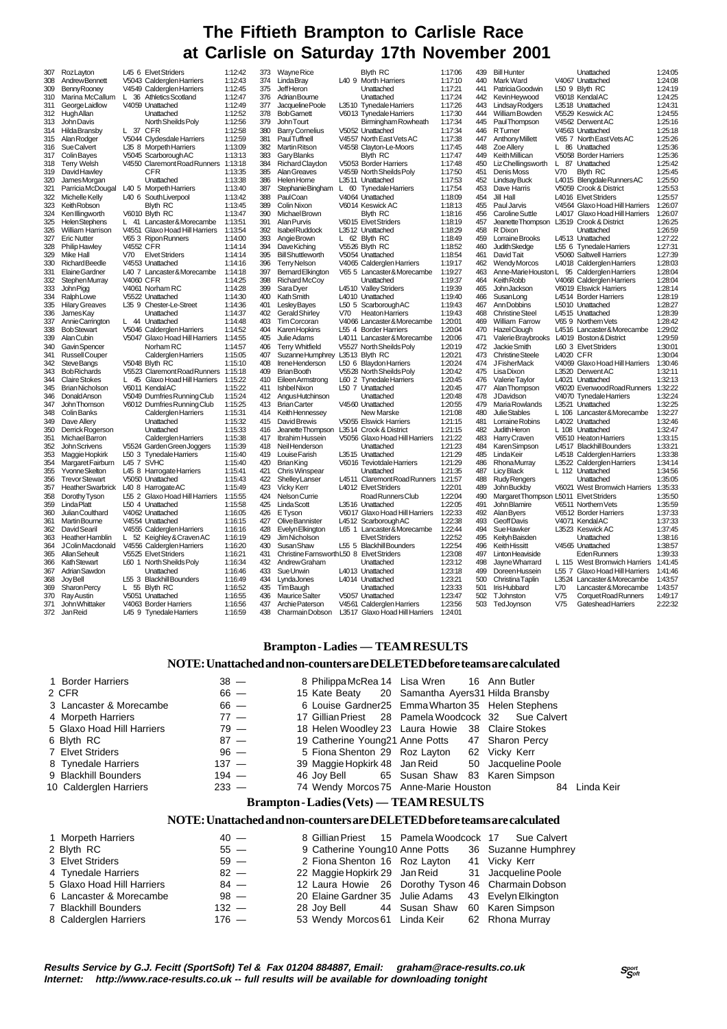# The Fiftieth Brampton to Carlisle Race at Carlisle on Saturday 17th November 2001

| Pos | Name | Cat | Club | Time |
|---|---|---|---|---|
| 307 | Roz Layton | L45 6 | Elvet Striders | 1:12:42 |
| 308 | Andrew Bennett | V5043 | Calderglen Harriers | 1:12:43 |
| 309 | Benny Rooney | V4549 | Calderglen Harriers | 1:12:45 |
| 310 | Marina McCallum | L 36 | Athletics Scotland | 1:12:47 |
| 311 | George Laidlow | V4059 | Unattached | 1:12:49 |
| 312 | Hugh Allan | | Unattached | 1:12:52 |
| 313 | John Davis | | North Sheilds Poly | 1:12:56 |
| 314 | Hilda Bransby | L 37 | CFR | 1:12:58 |
| 315 | Alan Rodger | V5044 | Clydesdale Harriers | 1:12:59 |
| 316 | Sue Calvert | L35 8 | Morpeth Harriers | 1:13:09 |
| 317 | Colin Bayes | V5045 | Scarborough AC | 1:13:13 |
| 318 | Terry Welsh | V4550 | Claremont Road Runners | 1:13:18 |
| 319 | David Hawley | | CFR | 1:13:35 |
| 320 | James Morgan | | Unattached | 1:13:38 |
| 321 | Parricia McDougal | L40 5 | Morpeth Harriers | 1:13:40 |
| 322 | Michelle Kelly | L40 6 | South Liverpool | 1:13:42 |
| 323 | Keith Robson | | Blyth RC | 1:13:45 |
| 324 | Ken Illingworth | V6010 | Blyth RC | 1:13:47 |
| 325 | Helen Stephens | L 41 | Lancaster & Morecambe | 1:13:51 |
| 326 | William Harrison | V4551 | Glaxo Hoad Hill Harriers | 1:13:54 |
| 327 | Eric Nutter | V65 3 | Ripon Runners | 1:14:00 |
| 328 | Philip Hawley | V4552 | CFR | 1:14:14 |
| 329 | Mike Hall | V70 | Elvet Striders | 1:14:14 |
| 330 | Richard Beedle | V4553 | Unattached | 1:14:16 |
| 331 | Elaine Gardner | L40 7 | Lancaster & Morecambe | 1:14:18 |
| 332 | Stephen Murray | V4060 | CFR | 1:14:25 |
| 333 | John Pigg | V4061 | Norham RC | 1:14:28 |
| 334 | Ralph Lowe | V5522 | Unattached | 1:14:30 |
| 335 | Hilary Greaves | L35 9 | Chester-Le-Street | 1:14:36 |
| 336 | James Kay | | Unattached | 1:14:37 |
| 337 | Annie Carrington | L 44 | Unattached | 1:14:48 |
| 338 | Bob Stewart | V5046 | Calderglen Harriers | 1:14:52 |
| 339 | Alan Cubin | V5047 | Glaxo Hoad Hill Harriers | 1:14:55 |
| 340 | Gavin Spencer | | Norham RC | 1:14:57 |
| 341 | Russell Couper | | Calderglen Harriers | 1:15:05 |
| 342 | Steve Bangs | V5048 | Blyth RC | 1:15:10 |
| 343 | Bob Richards | V5523 | Claremont Road Runners | 1:15:18 |
| 344 | Claire Stokes | L 45 | Glaxo Hoad Hill Harriers | 1:15:22 |
| 345 | Brian Nicholson | V6011 | Kendal AC | 1:15:22 |
| 346 | Donald Anson | V5049 | Dumfries Running Club | 1:15:24 |
| 347 | John Thomson | V6012 | Dumfries Running Club | 1:15:25 |
| 348 | Colin Banks | | Calderglen Harriers | 1:15:31 |
| 349 | Dave Allery | | Unattached | 1:15:32 |
| 350 | Derrick Rogerson | | Unattached | 1:15:33 |
| 351 | Michael Barron | | Calderglen Harriers | 1:15:38 |
| 352 | John Scrivens | V5524 | Garden Green Joggers | 1:15:39 |
| 353 | Maggie Hopkirk | L50 3 | Tynedale Harriers | 1:15:40 |
| 354 | Margaret Fairburn | L45 7 | SVHC | 1:15:40 |
| 355 | Yvonne Skelton | L45 8 | Harrogate Harriers | 1:15:41 |
| 356 | Trevor Stewart | V5050 | Unattached | 1:15:43 |
| 357 | Heather Swarbrick | L40 8 | Harrogate AC | 1:15:49 |
| 358 | Dorothy Tyson | L55 2 | Glaxo Hoad Hill Harriers | 1:15:55 |
| 359 | Linda Platt | L50 4 | Unattached | 1:15:58 |
| 360 | Julian Coulthard | V4062 | Unattached | 1:16:05 |
| 361 | Martin Bourne | V4554 | Unattached | 1:16:15 |
| 362 | David Searil | V4555 | Calderglen Harriers | 1:16:16 |
| 363 | Heather Hamblin | L 52 | Keighley & Craven AC | 1:16:19 |
| 364 | JColin Macdonald | V4556 | Calderglen Harriers | 1:16:20 |
| 365 | Allan Seheult | V5525 | Elvet Striders | 1:16:21 |
| 366 | Kath Stewart | L60 1 | North Sheilds Poly | 1:16:34 |
| 367 | Adrian Sawdon | | Unattached | 1:16:46 |
| 368 | Joy Bell | L55 3 | Blackhill Bounders | 1:16:49 |
| 369 | Sharon Percy | L 55 | Blyth RC | 1:16:52 |
| 370 | Ray Austin | V5051 | Unattached | 1:16:55 |
| 371 | John Whittaker | V4063 | Border Harriers | 1:16:56 |
| 372 | Jan Reid | L45 9 | Tynedale Harriers | 1:16:59 |
| 373 | Wayne Rice | | Blyth RC | 1:17:06 |
| 374 | Linda Bray | L40 9 | North Harriers | 1:17:10 |
| 375 | Jeff Heron | | Unattached | 1:17:21 |
| 376 | Adrian Bourne | | Unattached | 1:17:24 |
| 377 | Jacqueline Poole | L3510 | Tynedale Harriers | 1:17:26 |
| 378 | Bob Garnett | V6013 | Tynedale Harriers | 1:17:30 |
| 379 | John Tourt | | Birmingham Rowheath | 1:17:34 |
| 380 | Barry Cornelius | V5052 | Unattached | 1:17:34 |
| 381 | Paul Tuffnell | V4557 | North East Vets AC | 1:17:38 |
| 382 | Martin Ritson | V4558 | Clayton-Le-Moors | 1:17:45 |
| 383 | Gary Blanks | | Blyth RC | 1:17:47 |
| 384 | Richard Claydon | V5053 | Border Harriers | 1:17:48 |
| 385 | Alan Greaves | V4559 | North Sheilds Poly | 1:17:50 |
| 386 | Helen Horne | L3511 | Unattached | 1:17:53 |
| 387 | Stephanie Bingham | L 60 | Tynedale Harriers | 1:17:54 |
| 388 | Paul Coan | V4064 | Unattached | 1:18:09 |
| 389 | Colin Nixon | V6014 | Keswick AC | 1:18:13 |
| 390 | Michael Brown | | Blyth RC | 1:18:16 |
| 391 | Alan Purvis | V6015 | Elvet Striders | 1:18:19 |
| 392 | Isabel Ruddock | L3512 | Unattached | 1:18:29 |
| 393 | Angie Brown | L 62 | Blyth RC | 1:18:49 |
| 394 | Dave Kiching | V5526 | Blyth RC | 1:18:52 |
| 395 | Bill Shuttleworth | V5054 | Unattached | 1:18:54 |
| 396 | Terry Nelson | V4065 | Calderglen Harriers | 1:19:17 |
| 397 | Bernard Elkington | V65 5 | Lancaster & Morecambe | 1:19:27 |
| 398 | Richard McCoy | | Unattached | 1:19:37 |
| 399 | Sara Dyer | L4510 | Valley Striders | 1:19:39 |
| 400 | Kath Smith | L4010 | Unattached | 1:19:40 |
| 401 | Lesley Bayes | L50 5 | Scarborough AC | 1:19:43 |
| 402 | Gerald Shirley | V70 | Heaton Harriers | 1:19:43 |
| 403 | Tim Corcoran | V4066 | Lancaster & Morecambe | 1:20:01 |
| 404 | Karen Hopkins | L55 4 | Border Harriers | 1:20:04 |
| 405 | Julie Adams | L4011 | Lancaster & Morecambe | 1:20:06 |
| 406 | Terry Whitfield | V5527 | North Sheilds Poly | 1:20:19 |
| 407 | Suzanne Humphrey | L3513 | Blyth RC | 1:20:21 |
| 408 | Irene Henderson | L50 6 | Blaydon Harriers | 1:20:24 |
| 409 | Brian Booth | V5528 | North Sheilds Poly | 1:20:42 |
| 410 | Eileen Armstrong | L60 2 | Tynedale Harriers | 1:20:45 |
| 411 | Ishbel Nixon | L50 7 | Unattached | 1:20:45 |
| 412 | Angus Hutchinson | | Unattached | 1:20:48 |
| 413 | Brian Carter | V4560 | Unattached | 1:20:55 |
| 414 | Keith Hennessey | | New Marske | 1:21:08 |
| 415 | David Brewis | V5055 | Elswick Harriers | 1:21:15 |
| 416 | Jeanette Thompson | L3514 | Crook & District | 1:21:15 |
| 417 | Ibrahim Hussein | V5056 | Glaxo Hoad Hill Harriers | 1:21:22 |
| 418 | Neil Henderson | | Unattached | 1:21:23 |
| 419 | Louise Farish | L3515 | Unattached | 1:21:29 |
| 420 | Brian King | V6016 | Teviotdale Harriers | 1:21:29 |
| 421 | Chris Winspear | | Unattached | 1:21:35 |
| 422 | Shelley Lanser | L4511 | Claremont Road Runners | 1:21:57 |
| 423 | Vicky Kerr | L4012 | Elvet Striders | 1:22:01 |
| 424 | Nelson Currie | | Road Runners Club | 1:22:04 |
| 425 | Linda Scott | L3516 | Unattached | 1:22:05 |
| 426 | E Tyson | V6017 | Glaxo Hoad Hill Harriers | 1:22:33 |
| 427 | Olive Bannister | L4512 | Scarborough AC | 1:22:38 |
| 428 | Evelyn Elkington | L65 1 | Lancaster & Morecambe | 1:22:44 |
| 429 | Jim Nicholson | | Elvet Striders | 1:22:52 |
| 430 | Susan Shaw | L55 5 | Blackhill Bounders | 1:22:54 |
| 431 | Christine Farnsworth | L50 8 | Elvet Striders | 1:23:08 |
| 432 | Andrew Graham | | Unattached | 1:23:12 |
| 433 | Sue Unwin | L4013 | Unattached | 1:23:18 |
| 434 | Lynda Jones | L4014 | Unattached | 1:23:21 |
| 435 | Tim Baugh | | Unattached | 1:23:33 |
| 436 | Maurice Salter | V5057 | Unattached | 1:23:47 |
| 437 | Archie Paterson | V4561 | Calderglen Harriers | 1:23:56 |
| 438 | Charmain Dobson | L3517 | Glaxo Hoad Hill Harriers | 1:24:01 |
| 439 | Bill Hunter | | Unattached | 1:24:05 |
| 440 | Mark Ward | V4067 | Unattached | 1:24:08 |
| 441 | Patricia Goodwin | L50 9 | Blyth RC | 1:24:19 |
| 442 | Kevin Heywood | V6018 | Kendal AC | 1:24:25 |
| 443 | Lindsay Rodgers | L3518 | Unattached | 1:24:31 |
| 444 | William Bowden | V5529 | Keswick AC | 1:24:55 |
| 445 | Paul Thompson | V4562 | Derwent AC | 1:25:16 |
| 446 | R Turner | V4563 | Unattached | 1:25:18 |
| 447 | Anthony Millett | V65 7 | North East Vets AC | 1:25:26 |
| 448 | Zoe Allery | L 86 | Unattached | 1:25:36 |
| 449 | Keith Millican | V5058 | Border Harriers | 1:25:36 |
| 450 | Liz Chellingsworth | L 87 | Unattached | 1:25:42 |
| 451 | Denis Moss | V70 | Blyth RC | 1:25:45 |
| 452 | Lindsay Buck | L4015 | Blengdale Runners AC | 1:25:50 |
| 453 | Dave Harris | V5059 | Crook & District | 1:25:53 |
| 454 | Jill Hall | L4016 | Elvet Striders | 1:25:57 |
| 455 | Paul Jarvis | V4564 | Glaxo Hoad Hill Harriers | 1:26:07 |
| 456 | Caroline Suttle | L4017 | Glaxo Hoad Hill Harriers | 1:26:07 |
| 457 | Jeanette Thompson | L3519 | Crook & District | 1:26:25 |
| 458 | R Dixon | | Unattached | 1:26:59 |
| 459 | Lorraine Brooks | L4513 | Unattached | 1:27:22 |
| 460 | Judith Skedge | L55 6 | Tynedale Harriers | 1:27:31 |
| 461 | David Tait | V5060 | Saltwell Harriers | 1:27:39 |
| 462 | Wendy Morcos | L4018 | Calderglen Harriers | 1:28:03 |
| 463 | Anne-Marie Houston | L 95 | Calderglen Harriers | 1:28:04 |
| 464 | Keith Robb | V4068 | Calderglen Harriers | 1:28:04 |
| 465 | John Jackson | V6019 | Elswick Harriers | 1:28:14 |
| 466 | Susan Long | L4514 | Border Harriers | 1:28:19 |
| 467 | Ann Dobbins | L5010 | Unattached | 1:28:27 |
| 468 | Christine Steel | L4515 | Unattached | 1:28:39 |
| 469 | William Farrow | V65 9 | Northern Vets | 1:28:42 |
| 470 | Hazel Clough | L4516 | Lancaster & Morecambe | 1:29:02 |
| 471 | Valerie Braybrooks | L4019 | Boston & District | 1:29:59 |
| 472 | Jackie Smith | L60 3 | Elvet Striders | 1:30:01 |
| 473 | Christine Steele | L4020 | CFR | 1:30:04 |
| 474 | J Fisher Mack | V4069 | Glaxo Hoad Hill Harriers | 1:30:46 |
| 475 | Lisa Dixon | L3520 | Derwent AC | 1:32:11 |
| 476 | Valerie Taylor | L4021 | Unattached | 1:32:13 |
| 477 | Alan Thompson | V6020 | Evenwood Road Runners | 1:32:22 |
| 478 | J Davidson | V4070 | Tynedale Harriers | 1:32:24 |
| 479 | Maria Rowlands | L3521 | Unattached | 1:32:25 |
| 480 | Julie Stables | L 106 | Lancaster & Morecambe | 1:32:27 |
| 481 | Lorraine Robins | L4022 | Unattached | 1:32:46 |
| 482 | Judith Heron | L 108 | Unattached | 1:32:47 |
| 483 | Harry Craven | V6510 | Heaton Harriers | 1:33:15 |
| 484 | Karen Simpson | L4517 | Blackhill Bounders | 1:33:21 |
| 485 | Linda Keir | L4518 | Calderglen Harriers | 1:33:38 |
| 486 | Rhona Murray | L3522 | Calderglen Harriers | 1:34:14 |
| 487 | Licy Black | L 112 | Unattached | 1:34:56 |
| 488 | Rudy Rengers | | Unattached | 1:35:05 |
| 489 | John Buckby | V6021 | West Bromwich Harriers | 1:35:33 |
| 490 | Margaret Thompson | L5011 | Elvet Striders | 1:35:50 |
| 491 | John Blamire | V6511 | Northern Vets | 1:35:59 |
| 492 | Alan Byers | V6512 | Border Harriers | 1:37:33 |
| 493 | Geoff Davis | V4071 | Kendal AC | 1:37:33 |
| 494 | Sue Hawker | L3523 | Keswick AC | 1:37:45 |
| 495 | Keith Baisden | | Unattached | 1:38:16 |
| 496 | Keith Hissitt | V4565 | Unattached | 1:38:57 |
| 497 | Linton Heaviside | | Eden Runners | 1:39:33 |
| 498 | Jayne Wharrard | L 115 | West Bromwich Harriers | 1:41:45 |
| 499 | Doreen Hussein | L55 7 | Glaxo Hoad Hill Harriers | 1:41:46 |
| 500 | Christina Taplin | L3524 | Lancaster & Morecambe | 1:43:57 |
| 501 | Iris Hubbard | L70 | Lancaster & Morecambe | 1:43:57 |
| 502 | T Johnston | V75 | Corquet Road Runners | 1:49:17 |
| 503 | Ted Joynson | V75 | Gateshead Harriers | 2:22:32 |

## Brampton - Ladies — TEAM RESULTS

**NOTE: Unattached and non-counters are DELETED before teams are calculated**

| Pos | Team | Pts | Runner 1 | Runner 2 | Runner 3 |
|---|---|---|---|---|---|
| 1 | Border Harriers | 38 — | 8 Philippa McRea | 14 Lisa Wren | 16 Ann Butler |
| 2 | CFR | 66 — | 15 Kate Beaty | 20 Samantha Ayers | 31 Hilda Bransby |
| 3 | Lancaster & Morecambe | 66 — | 6 Louise Gardner | 25 Emma Wharton | 35 Helen Stephens |
| 4 | Morpeth Harriers | 77 — | 17 Gillian Priest | 28 Pamela Woodcock | 32 Sue Calvert |
| 5 | Glaxo Hoad Hill Harriers | 79 — | 18 Helen Woodley | 23 Laura Howie | 38 Claire Stokes |
| 6 | Blyth RC | 87 — | 19 Catherine Young | 21 Anne Potts | 47 Sharon Percy |
| 7 | Elvet Striders | 96 — | 5 Fiona Shenton | 29 Roz Layton | 62 Vicky Kerr |
| 8 | Tynedale Harriers | 137 — | 39 Maggie Hopkirk | 48 Jan Reid | 50 Jacqueline Poole |
| 9 | Blackhill Bounders | 194 — | 46 Joy Bell | 65 Susan Shaw | 83 Karen Simpson |
| 10 | Calderglen Harriers | 233 — | 74 Wendy Morcos | 75 Anne-Marie Houston | 84 Linda Keir |

## Brampton - Ladies (Vets) — TEAM RESULTS

**NOTE: Unattached and non-counters are DELETED before teams are calculated**

| Pos | Team | Pts | Runner 1 | Runner 2 | Runner 3 |
|---|---|---|---|---|---|
| 1 | Morpeth Harriers | 40 — | 8 Gillian Priest | 15 Pamela Woodcock | 17 Sue Calvert |
| 2 | Blyth RC | 55 — | 9 Catherine Young | 10 Anne Potts | 36 Suzanne Humphrey |
| 3 | Elvet Striders | 59 — | 2 Fiona Shenton | 16 Roz Layton | 41 Vicky Kerr |
| 4 | Tynedale Harriers | 82 — | 22 Maggie Hopkirk | 29 Jan Reid | 31 Jacqueline Poole |
| 5 | Glaxo Hoad Hill Harriers | 84 — | 12 Laura Howie | 26 Dorothy Tyson | 46 Charmain Dobson |
| 6 | Lancaster & Morecambe | 98 — | 20 Elaine Gardner | 35 Julie Adams | 43 Evelyn Elkington |
| 7 | Blackhill Bounders | 132 — | 28 Joy Bell | 44 Susan Shaw | 60 Karen Simpson |
| 8 | Calderglen Harriers | 176 — | 53 Wendy Morcos | 61 Linda Keir | 62 Rhona Murray |

*Results Service by G.J. Fecitt (SportSoft) Tel & Fax 01204 884887, Email: graham@race-results.co.uk*
*Internet: http://www.race-results.co.uk -- full results will be available for downloading tonight*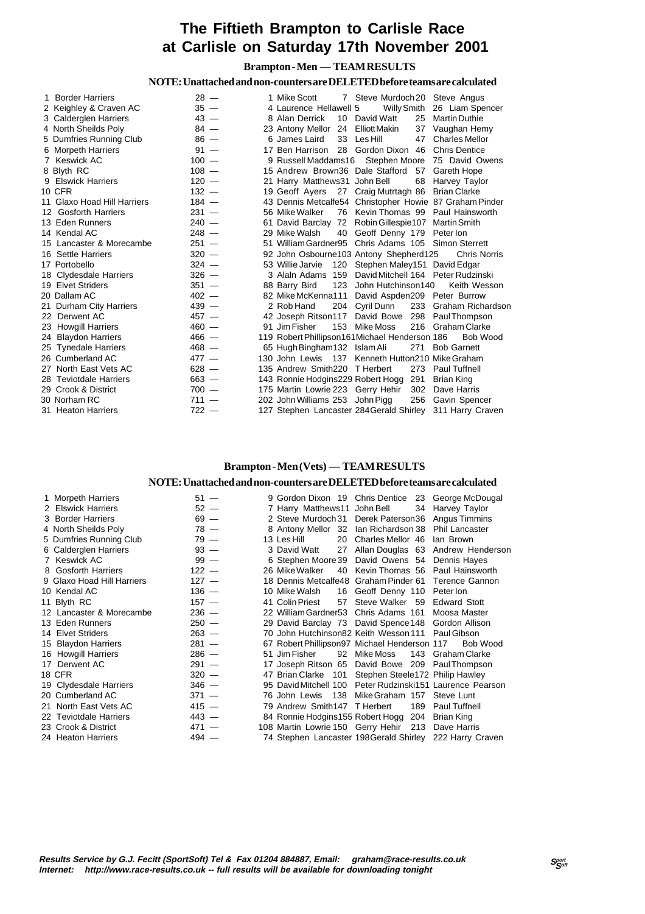# The Fiftieth Brampton to Carlisle Race at Carlisle on Saturday 17th November 2001

## Brampton - Men — TEAM RESULTS

**NOTE: Unattached and non-counters are DELETED before teams are calculated**

| | | | | | | | |
|---|---|---|---|---|---|---|---|
| 1 | Border Harriers | 28 — | 1 Mike Scott | 7 | Steve Murdoch | 20 | Steve Angus |
| 2 | Keighley & Craven AC | 35 — | 4 Laurence Hellawell | 5 | Willy Smith | 26 | Liam Spencer |
| 3 | Calderglen Harriers | 43 — | 8 Alan Derrick | 10 | David Watt | 25 | Martin Duthie |
| 4 | North Sheilds Poly | 84 — | 23 Antony Mellor | 24 | Elliott Makin | 37 | Vaughan Hemy |
| 5 | Dumfries Running Club | 86 — | 6 James Laird | 33 | Les Hill | 47 | Charles Mellor |
| 6 | Morpeth Harriers | 91 — | 17 Ben Harrison | 28 | Gordon Dixon | 46 | Chris Dentice |
| 7 | Keswick AC | 100 — | 9 Russell Maddams | 16 | Stephen Moore | 75 | David Owens |
| 8 | Blyth RC | 108 — | 15 Andrew Brown | 36 | Dale Stafford | 57 | Gareth Hope |
| 9 | Elswick Harriers | 120 — | 21 Harry Matthews | 31 | John Bell | 68 | Harvey Taylor |
| 10 | CFR | 132 — | 19 Geoff Ayers | 27 | Craig Mutrtagh | 86 | Brian Clarke |
| 11 | Glaxo Hoad Hill Harriers | 184 — | 43 Dennis Metcalfe | 54 | Christopher Howie | 87 | Graham Pinder |
| 12 | Gosforth Harriers | 231 — | 56 Mike Walker | 76 | Kevin Thomas | 99 | Paul Hainsworth |
| 13 | Eden Runners | 240 — | 61 David Barclay | 72 | Robin Gillespie | 107 | Martin Smith |
| 14 | Kendal AC | 248 — | 29 Mike Walsh | 40 | Geoff Denny | 179 | Peter Ion |
| 15 | Lancaster & Morecambe | 251 — | 51 William Gardner | 95 | Chris Adams | 105 | Simon Sterrett |
| 16 | Settle Harriers | 320 — | 92 John Osbourne | 103 | Antony Shepherd | 125 | Chris Norris |
| 17 | Portobello | 324 — | 53 Willie Jarvie | 120 | Stephen Maley | 151 | David Edgar |
| 18 | Clydesdale Harriers | 326 — | 3 Alaln Adams | 159 | David Mitchell | 164 | Peter Rudzinski |
| 19 | Elvet Striders | 351 — | 88 Barry Bird | 123 | John Hutchinson | 140 | Keith Wesson |
| 20 | Dallam AC | 402 — | 82 Mike McKenna | 111 | David Aspden | 209 | Peter Burrow |
| 21 | Durham City Harriers | 439 — | 2 Rob Hand | 204 | Cyril Dunn | 233 | Graham Richardson |
| 22 | Derwent AC | 457 — | 42 Joseph Ritson | 117 | David Bowe | 298 | Paul Thompson |
| 23 | Howgill Harriers | 460 — | 91 Jim Fisher | 153 | Mike Moss | 216 | Graham Clarke |
| 24 | Blaydon Harriers | 466 — | 119 Robert Phillipson | 161 | Michael Henderson | 186 | Bob Wood |
| 25 | Tynedale Harriers | 468 — | 65 Hugh Bingham | 132 | Islam Ali | 271 | Bob Garnett |
| 26 | Cumberland AC | 477 — | 130 John Lewis | 137 | Kenneth Hutton | 210 | Mike Graham |
| 27 | North East Vets AC | 628 — | 135 Andrew Smith | 220 | T Herbert | 273 | Paul Tuffnell |
| 28 | Teviotdale Harriers | 663 — | 143 Ronnie Hodgins | 229 | Robert Hogg | 291 | Brian King |
| 29 | Crook & District | 700 — | 175 Martin Lowrie | 223 | Gerry Hehir | 302 | Dave Harris |
| 30 | Norham RC | 711 — | 202 John Williams | 253 | John Pigg | 256 | Gavin Spencer |
| 31 | Heaton Harriers | 722 — | 127 Stephen Lancaster | 284 | Gerald Shirley | 311 | Harry Craven |

## Brampton - Men (Vets) — TEAM RESULTS

**NOTE: Unattached and non-counters are DELETED before teams are calculated**

| | | | | | | | |
|---|---|---|---|---|---|---|---|
| 1 | Morpeth Harriers | 51 — | 9 Gordon Dixon | 19 | Chris Dentice | 23 | George McDougal |
| 2 | Elswick Harriers | 52 — | 7 Harry Matthews | 11 | John Bell | 34 | Harvey Taylor |
| 3 | Border Harriers | 69 — | 2 Steve Murdoch | 31 | Derek Paterson | 36 | Angus Timmins |
| 4 | North Sheilds Poly | 78 — | 8 Antony Mellor | 32 | Ian Richardson | 38 | Phil Lancaster |
| 5 | Dumfries Running Club | 79 — | 13 Les Hill | 20 | Charles Mellor | 46 | Ian Brown |
| 6 | Calderglen Harriers | 93 — | 3 David Watt | 27 | Allan Douglas | 63 | Andrew Henderson |
| 7 | Keswick AC | 99 — | 6 Stephen Moore | 39 | David Owens | 54 | Dennis Hayes |
| 8 | Gosforth Harriers | 122 — | 26 Mike Walker | 40 | Kevin Thomas | 56 | Paul Hainsworth |
| 9 | Glaxo Hoad Hill Harriers | 127 — | 18 Dennis Metcalfe | 48 | Graham Pinder | 61 | Terence Gannon |
| 10 | Kendal AC | 136 — | 10 Mike Walsh | 16 | Geoff Denny | 110 | Peter Ion |
| 11 | Blyth RC | 157 — | 41 Colin Priest | 57 | Steve Walker | 59 | Edward Stott |
| 12 | Lancaster & Morecambe | 236 — | 22 William Gardner | 53 | Chris Adams | 161 | Moosa Master |
| 13 | Eden Runners | 250 — | 29 David Barclay | 73 | David Spence | 148 | Gordon Allison |
| 14 | Elvet Striders | 263 — | 70 John Hutchinson | 82 | Keith Wesson | 111 | Paul Gibson |
| 15 | Blaydon Harriers | 281 — | 67 Robert Phillipson | 97 | Michael Henderson | 117 | Bob Wood |
| 16 | Howgill Harriers | 286 — | 51 Jim Fisher | 92 | Mike Moss | 143 | Graham Clarke |
| 17 | Derwent AC | 291 — | 17 Joseph Ritson | 65 | David Bowe | 209 | Paul Thompson |
| 18 | CFR | 320 — | 47 Brian Clarke | 101 | Stephen Steele | 172 | Philip Hawley |
| 19 | Clydesdale Harriers | 346 — | 95 David Mitchell | 100 | Peter Rudzinski | 151 | Laurence Pearson |
| 20 | Cumberland AC | 371 — | 76 John Lewis | 138 | Mike Graham | 157 | Steve Lunt |
| 21 | North East Vets AC | 415 — | 79 Andrew Smith | 147 | T Herbert | 189 | Paul Tuffnell |
| 22 | Teviotdale Harriers | 443 — | 84 Ronnie Hodgins | 155 | Robert Hogg | 204 | Brian King |
| 23 | Crook & District | 471 — | 108 Martin Lowrie | 150 | Gerry Hehir | 213 | Dave Harris |
| 24 | Heaton Harriers | 494 — | 74 Stephen Lancaster | 198 | Gerald Shirley | 222 | Harry Craven |

***Results Service by G.J. Fecitt (SportSoft) Tel & Fax 01204 884887, Email: graham@race-results.co.uk***
***Internet: http://www.race-results.co.uk -- full results will be available for downloading tonight***